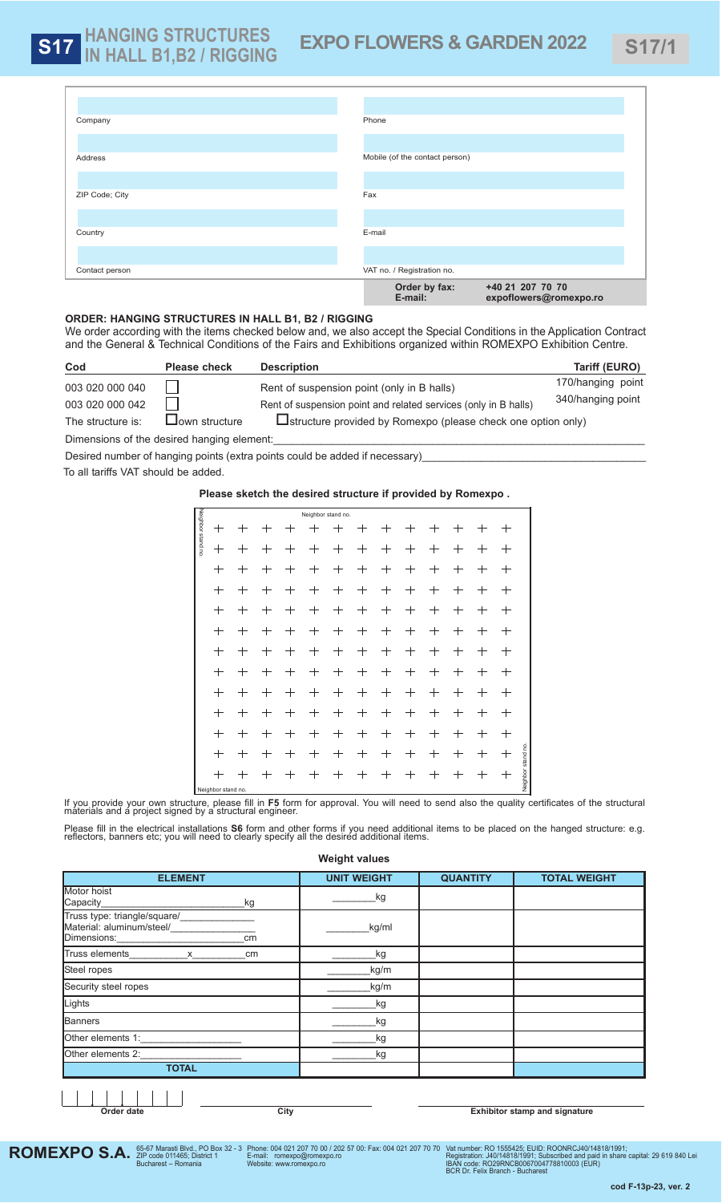# S17 HANGING STRUCTURES IN HALL B1,B2 / RIGGING

## EXPO FLOWERS & GARDEN 2022

S17/1

| | |
|---|---|
| Company | Phone |
| Address | Mobile (of the contact person) |
| ZIP Code; City | Fax |
| Country | E-mail |
| Contact person | VAT no. / Registration no. |

**Order by fax:** **+40 21 207 70 70**
**E-mail:** **expoflowers@romexpo.ro**

### ORDER: HANGING STRUCTURES IN HALL B1, B2 / RIGGING

We order according with the items checked below and, we also accept the Special Conditions in the Application Contract and the General & Technical Conditions of the Fairs and Exhibitions organized within ROMEXPO Exhibition Centre.

| Cod | Please check | Description | Tariff (EURO) |
|---|---|---|---|
| 003 020 000 040 | ☐ | Rent of suspension point (only in B halls) | 170/hanging point |
| 003 020 000 042 | ☐ | Rent of suspension point and related services (only in B halls) | 340/hanging point |

The structure is: ☐ own structure ☐ structure provided by Romexpo (please check one option only)

Dimensions of the desired hanging element:\_\_\_\_\_\_\_\_\_\_\_\_\_\_\_\_\_\_\_\_\_\_\_\_\_\_\_\_\_\_\_\_\_\_\_\_

Desired number of hanging points (extra points could be added if necessary)\_\_\_\_\_\_\_\_\_\_\_\_\_\_\_\_\_\_\_\_

To all tariffs VAT should be added.

**Please sketch the desired structure if provided by Romexpo .**

Neighbor stand no.
Neighbor stand no.
Neighbor stand no.
Neighbor stand no.

If you provide your own structure, please fill in **F5** form for approval. You will need to send also the quality certificates of the structural materials and a project signed by a structural engineer.

Please fill in the electrical installations **S6** form and other forms if you need additional items to be placed on the hanged structure: e.g. reflectors, banners etc; you will need to clearly specify all the desired additional items.

**Weight values**

| ELEMENT | UNIT WEIGHT | QUANTITY | TOTAL WEIGHT |
|---|---|---|---|
| Motor hoist<br>Capacity\_\_\_\_\_\_\_\_\_\_\_\_kg | \_\_\_\_\_\_kg | | |
| Truss type: triangle/square/\_\_\_\_\_\_<br>Material: aluminum/steel/\_\_\_\_\_\_<br>Dimensions:\_\_\_\_\_\_\_\_\_\_\_\_cm | \_\_\_\_\_\_kg/ml | | |
| Truss elements\_\_\_\_\_x\_\_\_\_\_cm | \_\_\_\_\_\_kg | | |
| Steel ropes | \_\_\_\_\_\_kg/m | | |
| Security steel ropes | \_\_\_\_\_\_kg/m | | |
| Lights | \_\_\_\_\_\_kg | | |
| Banners | \_\_\_\_\_\_kg | | |
| Other elements 1:\_\_\_\_\_\_\_\_\_\_ | \_\_\_\_\_\_kg | | |
| Other elements 2:\_\_\_\_\_\_\_\_\_\_ | \_\_\_\_\_\_kg | | |
| **TOTAL** | | | |

Order date | City | Exhibitor stamp and signature

**ROMEXPO S.A.** 65-67 Marasti Blvd., PO Box 32 - 3 ZIP code 011465; District 1 Bucharest – Romania | Phone: 004 021 207 70 00 / 202 57 00: Fax: 004 021 207 70 70 E-mail: romexpo@romexpo.ro Website: www.romexpo.ro | Vat number: RO 1555425; EUID: ROONRCJ40/14818/1991; Registration: J40/14818/1991; Subscribed and paid in share capital: 29 619 840 Lei IBAN code: RO29RNCB0067004778810003 (EUR) BCR Dr. Felix Branch - Bucharest

cod F-13p-23, ver. 2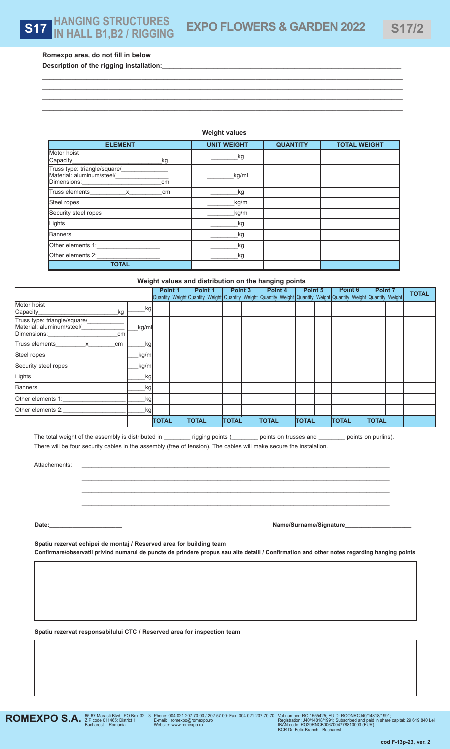# S17 HANGING STRUCTURES IN HALL B1,B2 / RIGGING

## EXPO FLOWERS & GARDEN 2022

S17/2

**Romexpo area, do not fill in below**

**Description of the rigging installation:**_______________________________________________

_______________________________________________________________________________

_______________________________________________________________________________

_______________________________________________________________________________

_______________________________________________________________________________

**Weight values**

| ELEMENT | UNIT WEIGHT | QUANTITY | TOTAL WEIGHT |
|---|---|---|---|
| Motor hoist<br>Capacity________________kg | ________kg | | |
| Truss type: triangle/square/__________<br>Material: aluminum/steel/__________<br>Dimensions:________________cm | ________kg/ml | | |
| Truss elements________x________cm | ________kg | | |
| Steel ropes | ________kg/m | | |
| Security steel ropes | ________kg/m | | |
| Lights | ________kg | | |
| Banners | ________kg | | |
| Other elements 1:______________ | ________kg | | |
| Other elements 2:______________ | ________kg | | |
| **TOTAL** | | | |

**Weight values and distribution on the hanging points**

| | | Point 1 | | Point 1 | | Point 3 | | Point 4 | | Point 5 | | Point 6 | | Point 7 | | TOTAL |
|---|---|---|---|---|---|---|---|---|---|---|---|---|---|---|---|---|
| | | Quantity | Weight | Quantity | Weight | Quantity | Weight | Quantity | Weight | Quantity | Weight | Quantity | Weight | Quantity | Weight | |
| Motor hoist<br>Capacity________kg | _____kg | | | | | | | | | | | | | | | |
| Truss type: triangle/square/________<br>Material: aluminum/steel/________<br>Dimensions:____________cm | _____kg/ml | | | | | | | | | | | | | | | |
| Truss elements________x________cm | _____kg | | | | | | | | | | | | | | | |
| Steel ropes | ___kg/m | | | | | | | | | | | | | | | |
| Security steel ropes | ___kg/m | | | | | | | | | | | | | | | |
| Lights | _____kg | | | | | | | | | | | | | | | |
| Banners | _____kg | | | | | | | | | | | | | | | |
| Other elements 1:____________ | _____kg | | | | | | | | | | | | | | | |
| Other elements 2:____________ | _____kg | | | | | | | | | | | | | | | |
| | | **TOTAL** | | **TOTAL** | | **TOTAL** | | **TOTAL** | | **TOTAL** | | **TOTAL** | | **TOTAL** | | |

The total weight of the assembly is distributed in ________ rigging points (________ points on trusses and ________ points on purlins).
There will be four security cables in the assembly (free of tension). The cables will make secure the instalation.

Attachements: _______________________________________________________________________________

_______________________________________________________________________________

_______________________________________________________________________________

_______________________________________________________________________________

**Date:**_____________________ **Name/Surname/Signature**____________________

**Spatiu rezervat echipei de montaj / Reserved area for building team**
**Confirmare/observatii privind numarul de puncte de prindere propus sau alte detalii / Confirmation and other notes regarding hanging points**

**Spatiu rezervat responsabilului CTC / Reserved area for inspection team**

**ROMEXPO S.A.** 65-67 Marasti Blvd., PO Box 32 - 3 ZIP code 011465; District 1 Bucharest – Romania | Phone: 004 021 207 70 00 / 202 57 00; Fax: 004 021 207 70 70 E-mail: romexpo@romexpo.ro Website: www.romexpo.ro | Vat number: RO 1555425; EUID: ROONRCJ40/14818/1991; Registration: J40/14818/1991; Subscribed and paid in share capital: 29 619 840 Lei IBAN code: RO29RNCB0067004778810003 (EUR) BCR Dr. Felix Branch - Bucharest

**cod F-13p-23, ver. 2**